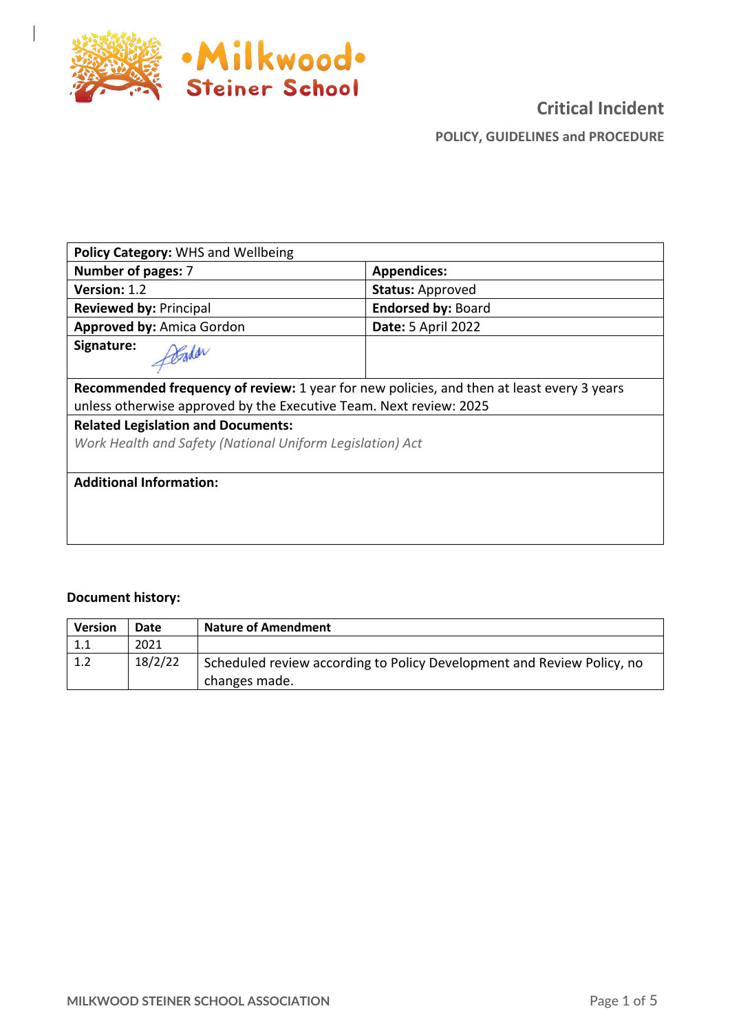Milkwood Steiner School

# Critical Incident

## POLICY, GUIDELINES and PROCEDURE

| **Policy Category:** WHS and Wellbeing | |
|---|---|
| **Number of pages:** 7 | **Appendices:** |
| **Version:** 1.2 | **Status:** Approved |
| **Reviewed by:** Principal | **Endorsed by:** Board |
| **Approved by:** Amica Gordon | **Date:** 5 April 2022 |
| **Signature:** | |
| **Recommended frequency of review:** 1 year for new policies, and then at least every 3 years unless otherwise approved by the Executive Team. Next review: 2025 | |
| **Related Legislation and Documents:** *Work Health and Safety (National Uniform Legislation) Act* | |
| **Additional Information:** | |

**Document history:**

| Version | Date | Nature of Amendment |
|---|---|---|
| 1.1 | 2021 | |
| 1.2 | 18/2/22 | Scheduled review according to Policy Development and Review Policy, no changes made. |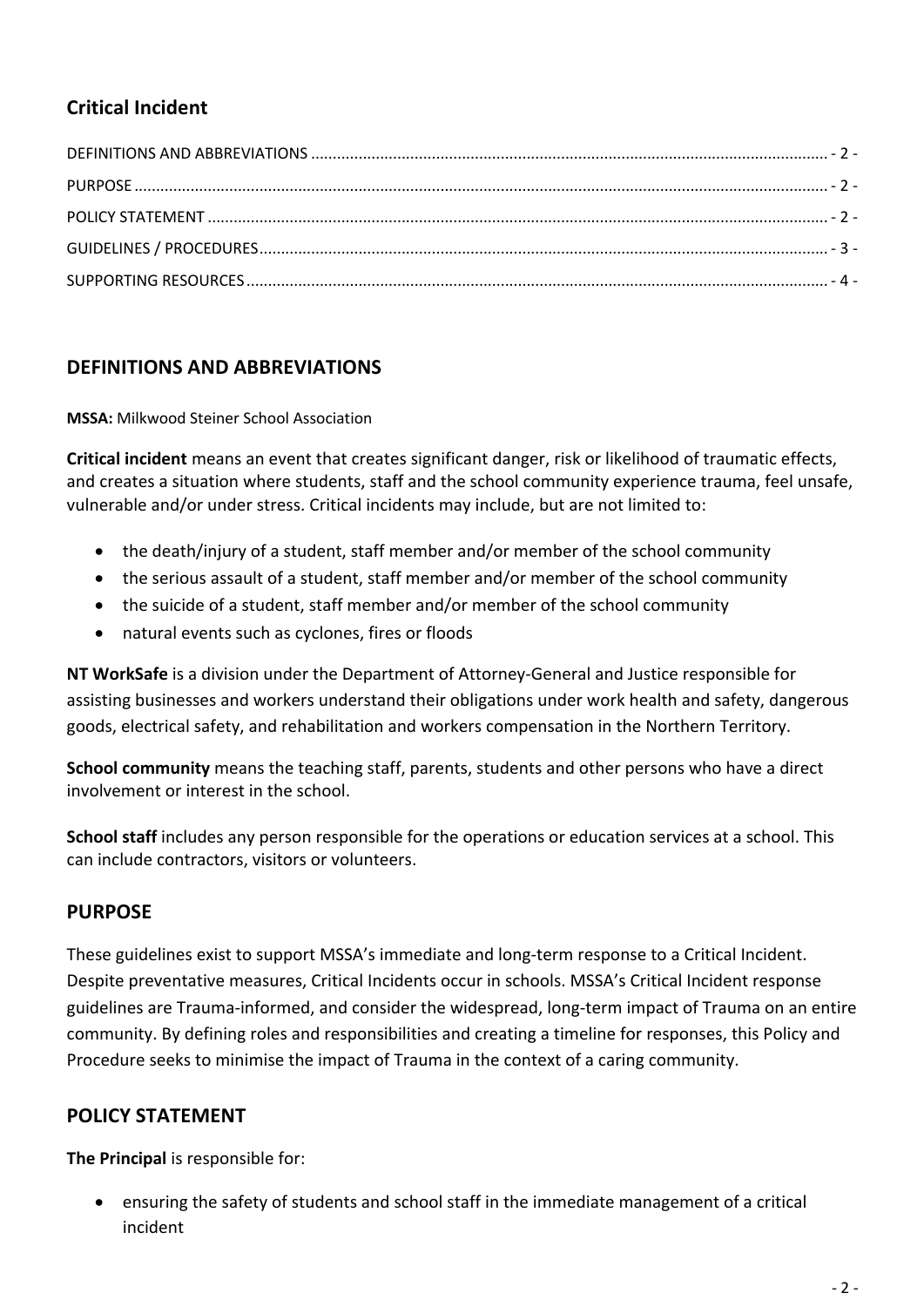## Critical Incident

DEFINITIONS AND ABBREVIATIONS ....... - 2 -
PURPOSE ....... - 2 -
POLICY STATEMENT ....... - 2 -
GUIDELINES / PROCEDURES ....... - 3 -
SUPPORTING RESOURCES ....... - 4 -

## DEFINITIONS AND ABBREVIATIONS

**MSSA:** Milkwood Steiner School Association

**Critical incident** means an event that creates significant danger, risk or likelihood of traumatic effects, and creates a situation where students, staff and the school community experience trauma, feel unsafe, vulnerable and/or under stress. Critical incidents may include, but are not limited to:

- the death/injury of a student, staff member and/or member of the school community
- the serious assault of a student, staff member and/or member of the school community
- the suicide of a student, staff member and/or member of the school community
- natural events such as cyclones, fires or floods

**NT WorkSafe** is a division under the Department of Attorney-General and Justice responsible for assisting businesses and workers understand their obligations under work health and safety, dangerous goods, electrical safety, and rehabilitation and workers compensation in the Northern Territory.

**School community** means the teaching staff, parents, students and other persons who have a direct involvement or interest in the school.

**School staff** includes any person responsible for the operations or education services at a school. This can include contractors, visitors or volunteers.

## PURPOSE

These guidelines exist to support MSSA's immediate and long-term response to a Critical Incident. Despite preventative measures, Critical Incidents occur in schools. MSSA's Critical Incident response guidelines are Trauma-informed, and consider the widespread, long-term impact of Trauma on an entire community. By defining roles and responsibilities and creating a timeline for responses, this Policy and Procedure seeks to minimise the impact of Trauma in the context of a caring community.

## POLICY STATEMENT

**The Principal** is responsible for:

- ensuring the safety of students and school staff in the immediate management of a critical incident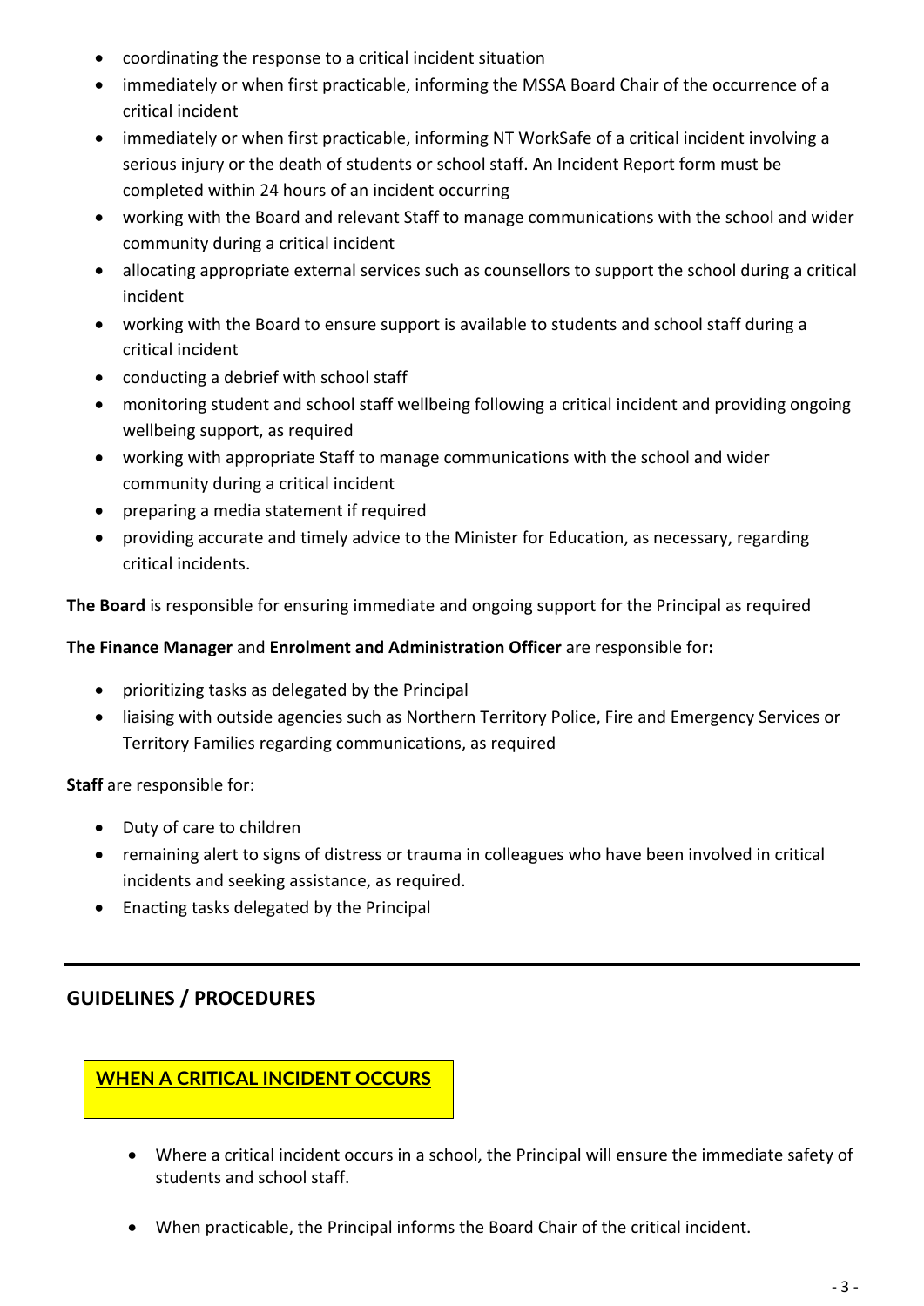- coordinating the response to a critical incident situation
- immediately or when first practicable, informing the MSSA Board Chair of the occurrence of a critical incident
- immediately or when first practicable, informing NT WorkSafe of a critical incident involving a serious injury or the death of students or school staff. An Incident Report form must be completed within 24 hours of an incident occurring
- working with the Board and relevant Staff to manage communications with the school and wider community during a critical incident
- allocating appropriate external services such as counsellors to support the school during a critical incident
- working with the Board to ensure support is available to students and school staff during a critical incident
- conducting a debrief with school staff
- monitoring student and school staff wellbeing following a critical incident and providing ongoing wellbeing support, as required
- working with appropriate Staff to manage communications with the school and wider community during a critical incident
- preparing a media statement if required
- providing accurate and timely advice to the Minister for Education, as necessary, regarding critical incidents.

**The Board** is responsible for ensuring immediate and ongoing support for the Principal as required

**The Finance Manager** and **Enrolment and Administration Officer** are responsible for**:**

- prioritizing tasks as delegated by the Principal
- liaising with outside agencies such as Northern Territory Police, Fire and Emergency Services or Territory Families regarding communications, as required

**Staff** are responsible for:

- Duty of care to children
- remaining alert to signs of distress or trauma in colleagues who have been involved in critical incidents and seeking assistance, as required.
- Enacting tasks delegated by the Principal

---

## GUIDELINES / PROCEDURES

### WHEN A CRITICAL INCIDENT OCCURS

- Where a critical incident occurs in a school, the Principal will ensure the immediate safety of students and school staff.
- When practicable, the Principal informs the Board Chair of the critical incident.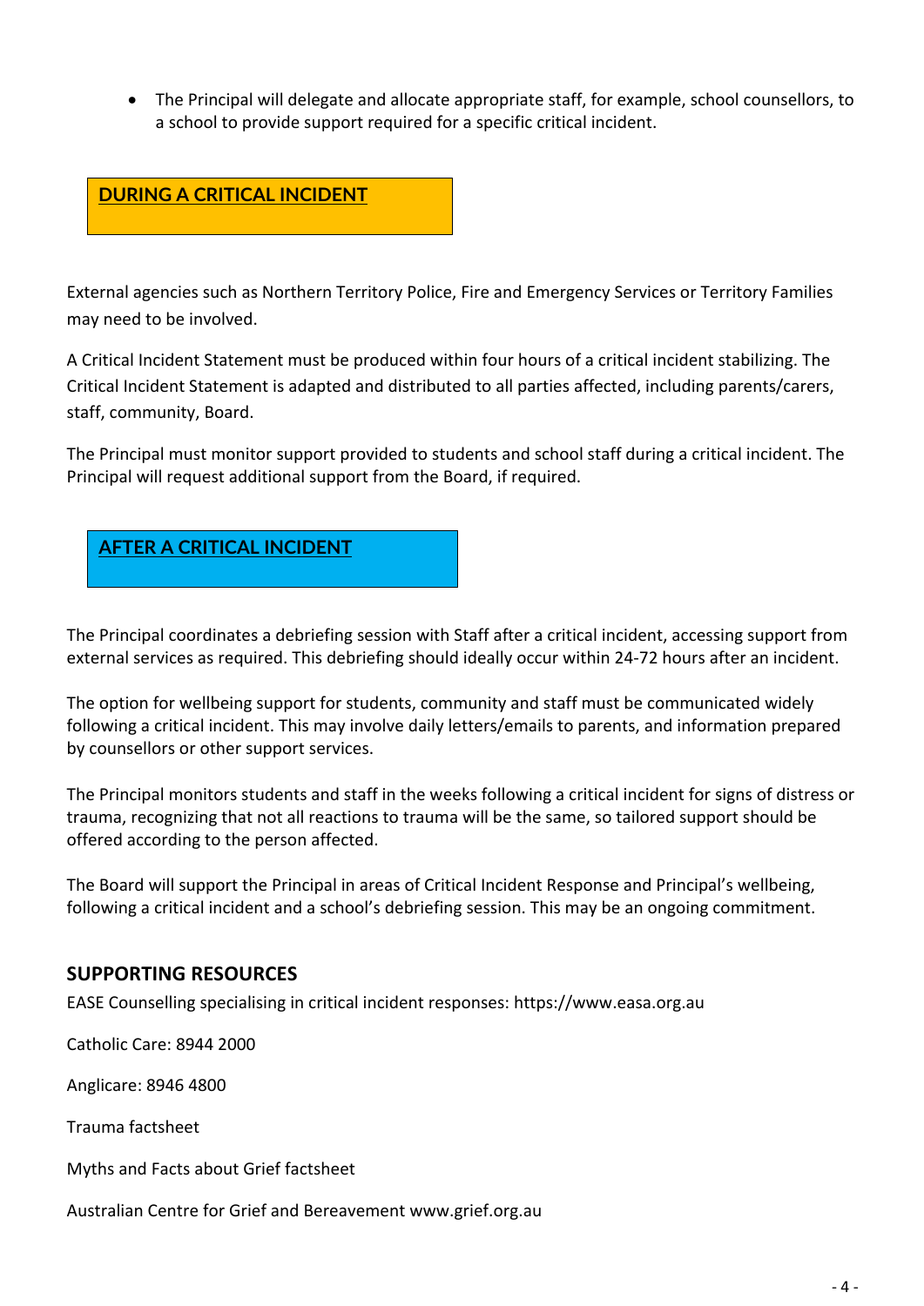- The Principal will delegate and allocate appropriate staff, for example, school counsellors, to a school to provide support required for a specific critical incident.

## DURING A CRITICAL INCIDENT

External agencies such as Northern Territory Police, Fire and Emergency Services or Territory Families may need to be involved.

A Critical Incident Statement must be produced within four hours of a critical incident stabilizing. The Critical Incident Statement is adapted and distributed to all parties affected, including parents/carers, staff, community, Board.

The Principal must monitor support provided to students and school staff during a critical incident. The Principal will request additional support from the Board, if required.

## AFTER A CRITICAL INCIDENT

The Principal coordinates a debriefing session with Staff after a critical incident, accessing support from external services as required. This debriefing should ideally occur within 24-72 hours after an incident.

The option for wellbeing support for students, community and staff must be communicated widely following a critical incident. This may involve daily letters/emails to parents, and information prepared by counsellors or other support services.

The Principal monitors students and staff in the weeks following a critical incident for signs of distress or trauma, recognizing that not all reactions to trauma will be the same, so tailored support should be offered according to the person affected.

The Board will support the Principal in areas of Critical Incident Response and Principal's wellbeing, following a critical incident and a school's debriefing session. This may be an ongoing commitment.

## SUPPORTING RESOURCES

EASE Counselling specialising in critical incident responses: https://www.easa.org.au

Catholic Care: 8944 2000

Anglicare: 8946 4800

Trauma factsheet

Myths and Facts about Grief factsheet

Australian Centre for Grief and Bereavement www.grief.org.au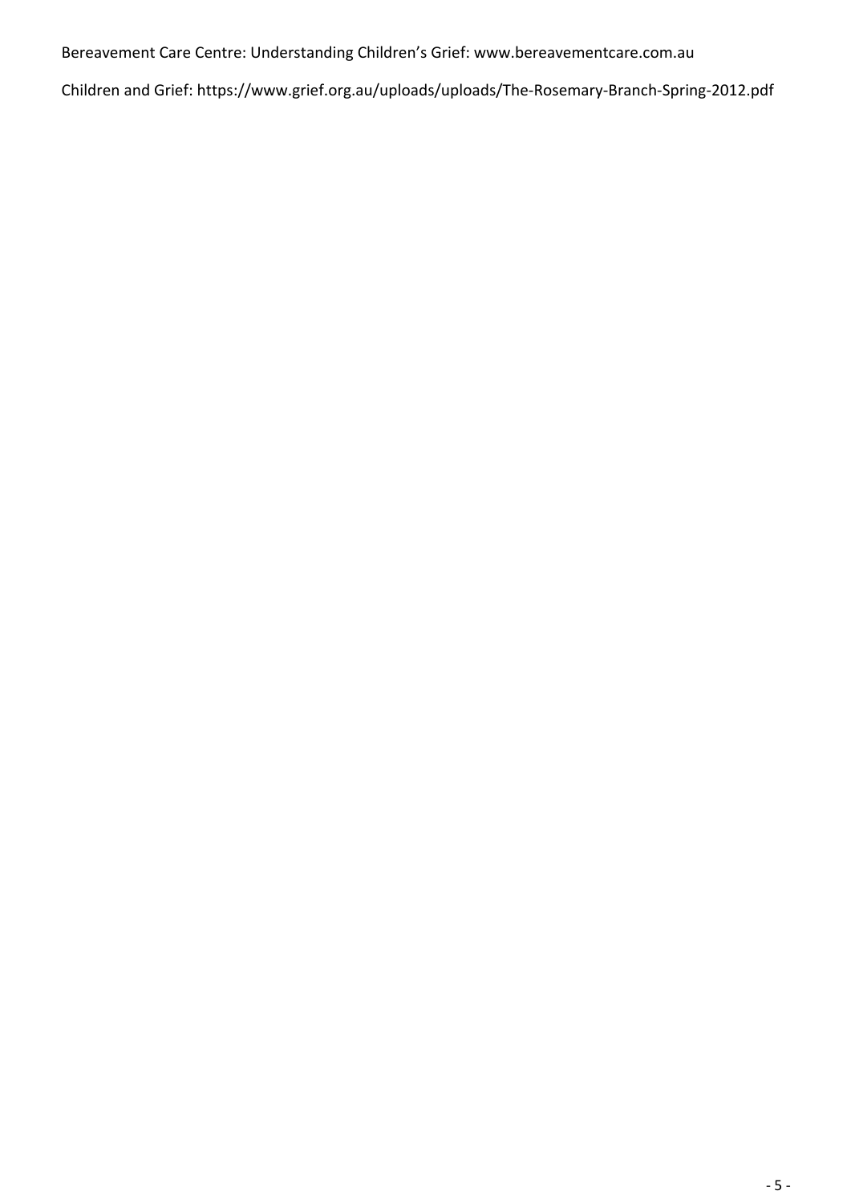Bereavement Care Centre: Understanding Children's Grief: www.bereavementcare.com.au

Children and Grief: https://www.grief.org.au/uploads/uploads/The-Rosemary-Branch-Spring-2012.pdf